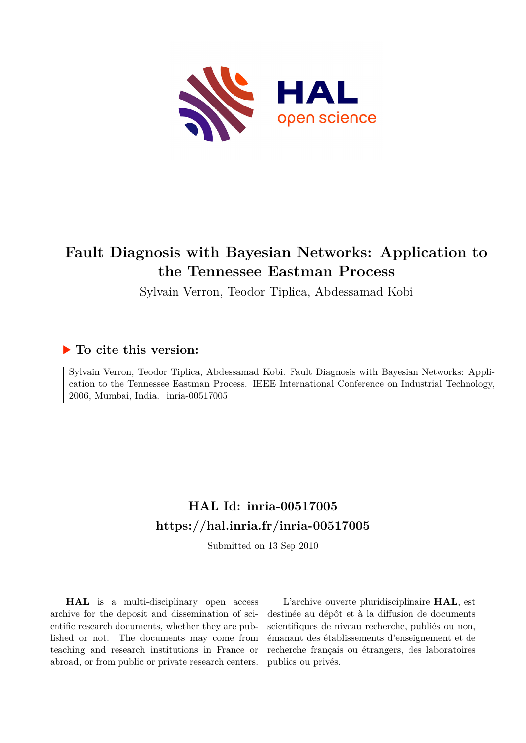# Fault Diagnosis with Bayesian Networks: Application to the Tennessee Eastman Process

Sylvain Verron, Teodor Tiplica, Abdessamad Kobi

## ▶ To cite this version:

Sylvain Verron, Teodor Tiplica, Abdessamad Kobi. Fault Diagnosis with Bayesian Networks: Application to the Tennessee Eastman Process. IEEE International Conference on Industrial Technology, 2006, Mumbai, India. inria-00517005

## HAL Id: inria-00517005

## https://hal.inria.fr/inria-00517005

Submitted on 13 Sep 2010

**HAL** is a multi-disciplinary open access archive for the deposit and dissemination of scientific research documents, whether they are published or not. The documents may come from teaching and research institutions in France or abroad, or from public or private research centers.

L'archive ouverte pluridisciplinaire **HAL**, est destinée au dépôt et à la diffusion de documents scientifiques de niveau recherche, publiés ou non, émanant des établissements d'enseignement et de recherche français ou étrangers, des laboratoires publics ou privés.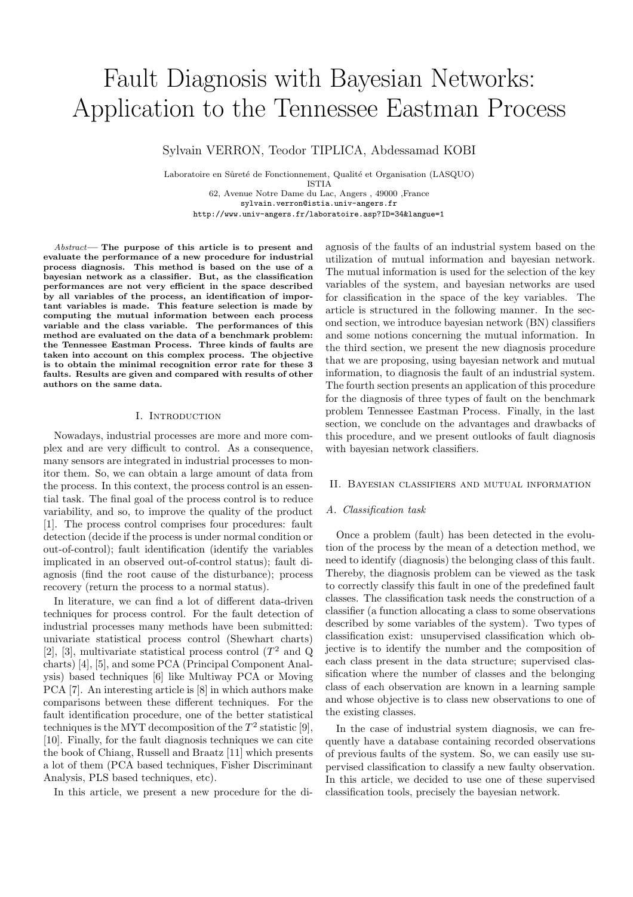# Fault Diagnosis with Bayesian Networks: Application to the Tennessee Eastman Process

Sylvain VERRON, Teodor TIPLICA, Abdessamad KOBI

Laboratoire en Sûreté de Fonctionnement, Qualité et Organisation (LASQUO)
ISTIA
62, Avenue Notre Dame du Lac, Angers , 49000 ,France
sylvain.verron@istia.univ-angers.fr
http://www.univ-angers.fr/laboratoire.asp?ID=34&langue=1

*Abstract*— **The purpose of this article is to present and evaluate the performance of a new procedure for industrial process diagnosis. This method is based on the use of a bayesian network as a classifier. But, as the classification performances are not very efficient in the space described by all variables of the process, an identification of important variables is made. This feature selection is made by computing the mutual information between each process variable and the class variable. The performances of this method are evaluated on the data of a benchmark problem: the Tennessee Eastman Process. Three kinds of faults are taken into account on this complex process. The objective is to obtain the minimal recognition error rate for these 3 faults. Results are given and compared with results of other authors on the same data.**

## I. Introduction

Nowadays, industrial processes are more and more complex and are very difficult to control. As a consequence, many sensors are integrated in industrial processes to monitor them. So, we can obtain a large amount of data from the process. In this context, the process control is an essential task. The final goal of the process control is to reduce variability, and so, to improve the quality of the product [1]. The process control comprises four procedures: fault detection (decide if the process is under normal condition or out-of-control); fault identification (identify the variables implicated in an observed out-of-control status); fault diagnosis (find the root cause of the disturbance); process recovery (return the process to a normal status).

In literature, we can find a lot of different data-driven techniques for process control. For the fault detection of industrial processes many methods have been submitted: univariate statistical process control (Shewhart charts) [2], [3], multivariate statistical process control ($T^2$ and Q charts) [4], [5], and some PCA (Principal Component Analysis) based techniques [6] like Multiway PCA or Moving PCA [7]. An interesting article is [8] in which authors make comparisons between these different techniques. For the fault identification procedure, one of the better statistical techniques is the MYT decomposition of the $T^2$ statistic [9], [10]. Finally, for the fault diagnosis techniques we can cite the book of Chiang, Russell and Braatz [11] which presents a lot of them (PCA based techniques, Fisher Discriminant Analysis, PLS based techniques, etc).

In this article, we present a new procedure for the diagnosis of the faults of an industrial system based on the utilization of mutual information and bayesian network. The mutual information is used for the selection of the key variables of the system, and bayesian networks are used for classification in the space of the key variables. The article is structured in the following manner. In the second section, we introduce bayesian network (BN) classifiers and some notions concerning the mutual information. In the third section, we present the new diagnosis procedure that we are proposing, using bayesian network and mutual information, to diagnosis the fault of an industrial system. The fourth section presents an application of this procedure for the diagnosis of three types of fault on the benchmark problem Tennessee Eastman Process. Finally, in the last section, we conclude on the advantages and drawbacks of this procedure, and we present outlooks of fault diagnosis with bayesian network classifiers.

## II. Bayesian classifiers and mutual information

### A. Classification task

Once a problem (fault) has been detected in the evolution of the process by the mean of a detection method, we need to identify (diagnosis) the belonging class of this fault. Thereby, the diagnosis problem can be viewed as the task to correctly classify this fault in one of the predefined fault classes. The classification task needs the construction of a classifier (a function allocating a class to some observations described by some variables of the system). Two types of classification exist: unsupervised classification which objective is to identify the number and the composition of each class present in the data structure; supervised classification where the number of classes and the belonging class of each observation are known in a learning sample and whose objective is to class new observations to one of the existing classes.

In the case of industrial system diagnosis, we can frequently have a database containing recorded observations of previous faults of the system. So, we can easily use supervised classification to classify a new faulty observation. In this article, we decided to use one of these supervised classification tools, precisely the bayesian network.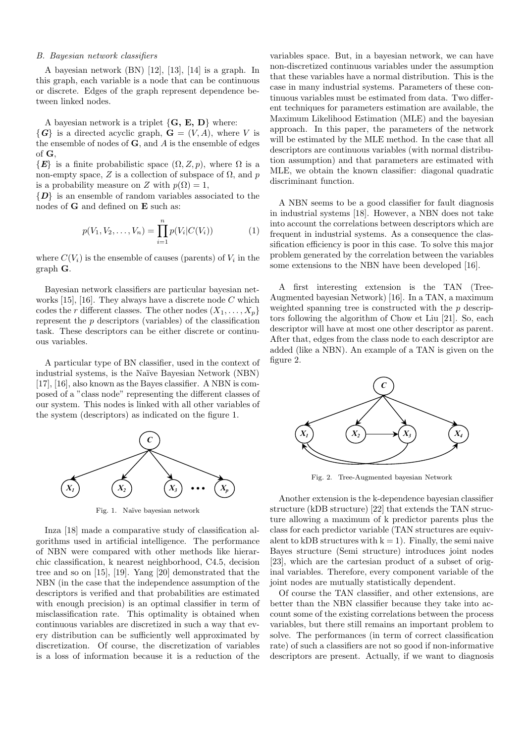### B. Bayesian network classifiers

A bayesian network (BN) [12], [13], [14] is a graph. In this graph, each variable is a node that can be continuous or discrete. Edges of the graph represent dependence between linked nodes.

A bayesian network is a triplet $\{\mathbf{G}, \mathbf{E}, \mathbf{D}\}$ where:
$\{\boldsymbol{G}\}$ is a directed acyclic graph, $\mathbf{G} = (V, A)$, where $V$ is the ensemble of nodes of $\mathbf{G}$, and $A$ is the ensemble of edges of $\mathbf{G}$,
$\{\boldsymbol{E}\}$ is a finite probabilistic space $(\Omega, Z, p)$, where $\Omega$ is a non-empty space, $Z$ is a collection of subspace of $\Omega$, and $p$ is a probability measure on $Z$ with $p(\Omega) = 1$,
$\{\boldsymbol{D}\}$ is an ensemble of random variables associated to the nodes of $\mathbf{G}$ and defined on $\mathbf{E}$ such as:

$$p(V_1, V_2, \ldots, V_n) = \prod_{i=1}^{n} p(V_i | C(V_i)) \tag{1}$$

where $C(V_i)$ is the ensemble of causes (parents) of $V_i$ in the graph $\mathbf{G}$.

Bayesian network classifiers are particular bayesian networks [15], [16]. They always have a discrete node $C$ which codes the $r$ different classes. The other nodes $(X_1, \ldots, X_p)$ represent the $p$ descriptors (variables) of the classification task. These descriptors can be either discrete or continuous variables.

A particular type of BN classifier, used in the context of industrial systems, is the Naïve Bayesian Network (NBN) [17], [16], also known as the Bayes classifier. A NBN is composed of a "class node" representing the different classes of our system. This nodes is linked with all other variables of the system (descriptors) as indicated on the figure 1.

Fig. 1. Naïve bayesian network

Inza [18] made a comparative study of classification algorithms used in artificial intelligence. The performance of NBN were compared with other methods like hierarchic classification, k nearest neighborhood, C4.5, decision tree and so on [15], [19]. Yang [20] demonstrated that the NBN (in the case that the independence assumption of the descriptors is verified and that probabilities are estimated with enough precision) is an optimal classifier in term of misclassification rate. This optimality is obtained when continuous variables are discretized in such a way that every distribution can be sufficiently well approximated by discretization. Of course, the discretization of variables is a loss of information because it is a reduction of the variables space. But, in a bayesian network, we can have non-discretized continuous variables under the assumption that these variables have a normal distribution. This is the case in many industrial systems. Parameters of these continuous variables must be estimated from data. Two different techniques for parameters estimation are available, the Maximum Likelihood Estimation (MLE) and the bayesian approach. In this paper, the parameters of the network will be estimated by the MLE method. In the case that all descriptors are continuous variables (with normal distribution assumption) and that parameters are estimated with MLE, we obtain the known classifier: diagonal quadratic discriminant function.

A NBN seems to be a good classifier for fault diagnosis in industrial systems [18]. However, a NBN does not take into account the correlations between descriptors which are frequent in industrial systems. As a consequence the classification efficiency is poor in this case. To solve this major problem generated by the correlation between the variables some extensions to the NBN have been developed [16].

A first interesting extension is the TAN (Tree-Augmented bayesian Network) [16]. In a TAN, a maximum weighted spanning tree is constructed with the $p$ descriptors following the algorithm of Chow et Liu [21]. So, each descriptor will have at most one other descriptor as parent. After that, edges from the class node to each descriptor are added (like a NBN). An example of a TAN is given on the figure 2.

Fig. 2. Tree-Augmented bayesian Network

Another extension is the k-dependence bayesian classifier structure (kDB structure) [22] that extends the TAN structure allowing a maximum of k predictor parents plus the class for each predictor variable (TAN structures are equivalent to kDB structures with k = 1). Finally, the semi naive Bayes structure (Semi structure) introduces joint nodes [23], which are the cartesian product of a subset of original variables. Therefore, every component variable of the joint nodes are mutually statistically dependent.

Of course the TAN classifier, and other extensions, are better than the NBN classifier because they take into account some of the existing correlations between the process variables, but there still remains an important problem to solve. The performances (in term of correct classification rate) of such a classifiers are not so good if non-informative descriptors are present. Actually, if we want to diagnosis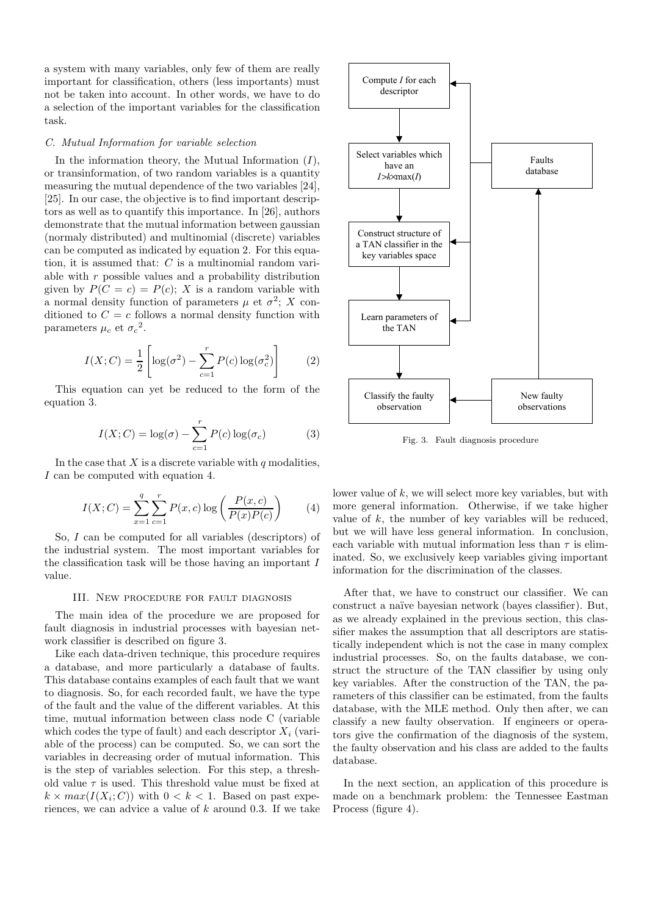a system with many variables, only few of them are really important for classification, others (less importants) must not be taken into account. In other words, we have to do a selection of the important variables for the classification task.

### C. Mutual Information for variable selection

In the information theory, the Mutual Information ($I$), or transinformation, of two random variables is a quantity measuring the mutual dependence of the two variables [24], [25]. In our case, the objective is to find important descriptors as well as to quantify this importance. In [26], authors demonstrate that the mutual information between gaussian (normaly distributed) and multinomial (discrete) variables can be computed as indicated by equation 2. For this equation, it is assumed that: $C$ is a multinomial random variable with $r$ possible values and a probability distribution given by $P(C = c) = P(c)$; $X$ is a random variable with a normal density function of parameters $\mu$ et $\sigma^2$; $X$ conditioned to $C = c$ follows a normal density function with parameters $\mu_c$ et ${\sigma_c}^2$.

$$I(X;C) = \frac{1}{2}\left[\log(\sigma^2) - \sum_{c=1}^{r} P(c)\log(\sigma_c^2)\right] \qquad (2)$$

This equation can yet be reduced to the form of the equation 3.

$$I(X;C) = \log(\sigma) - \sum_{c=1}^{r} P(c)\log(\sigma_c) \qquad (3)$$

In the case that $X$ is a discrete variable with $q$ modalities, $I$ can be computed with equation 4.

$$I(X;C) = \sum_{x=1}^{q}\sum_{c=1}^{r} P(x,c)\log\left(\frac{P(x,c)}{P(x)P(c)}\right) \qquad (4)$$

So, $I$ can be computed for all variables (descriptors) of the industrial system. The most important variables for the classification task will be those having an important $I$ value.

## III. New procedure for fault diagnosis

The main idea of the procedure we are proposed for fault diagnosis in industrial processes with bayesian network classifier is described on figure 3.

Like each data-driven technique, this procedure requires a database, and more particularly a database of faults. This database contains examples of each fault that we want to diagnosis. So, for each recorded fault, we have the type of the fault and the value of the different variables. At this time, mutual information between class node C (variable which codes the type of fault) and each descriptor $X_i$ (variable of the process) can be computed. So, we can sort the variables in decreasing order of mutual information. This is the step of variables selection. For this step, a threshold value $\tau$ is used. This threshold value must be fixed at $k \times max(I(X_i;C))$ with $0 < k < 1$. Based on past experiences, we can advice a value of $k$ around 0.3. If we take lower value of $k$, we will select more key variables, but with more general information. Otherwise, if we take higher value of $k$, the number of key variables will be reduced, but we will have less general information. In conclusion, each variable with mutual information less than $\tau$ is eliminated. So, we exclusively keep variables giving important information for the discrimination of the classes.

Compute $I$ for each descriptor → Select variables which have an $I > k \times \max(I)$ → Construct structure of a TAN classifier in the key variables space → Learn parameters of the TAN → Classify the faulty observation; Faults database; New faulty observations

Fig. 3. Fault diagnosis procedure

After that, we have to construct our classifier. We can construct a naïve bayesian network (bayes classifier). But, as we already explained in the previous section, this classifier makes the assumption that all descriptors are statistically independent which is not the case in many complex industrial processes. So, on the faults database, we construct the structure of the TAN classifier by using only key variables. After the construction of the TAN, the parameters of this classifier can be estimated, from the faults database, with the MLE method. Only then after, we can classify a new faulty observation. If engineers or operators give the confirmation of the diagnosis of the system, the faulty observation and his class are added to the faults database.

In the next section, an application of this procedure is made on a benchmark problem: the Tennessee Eastman Process (figure 4).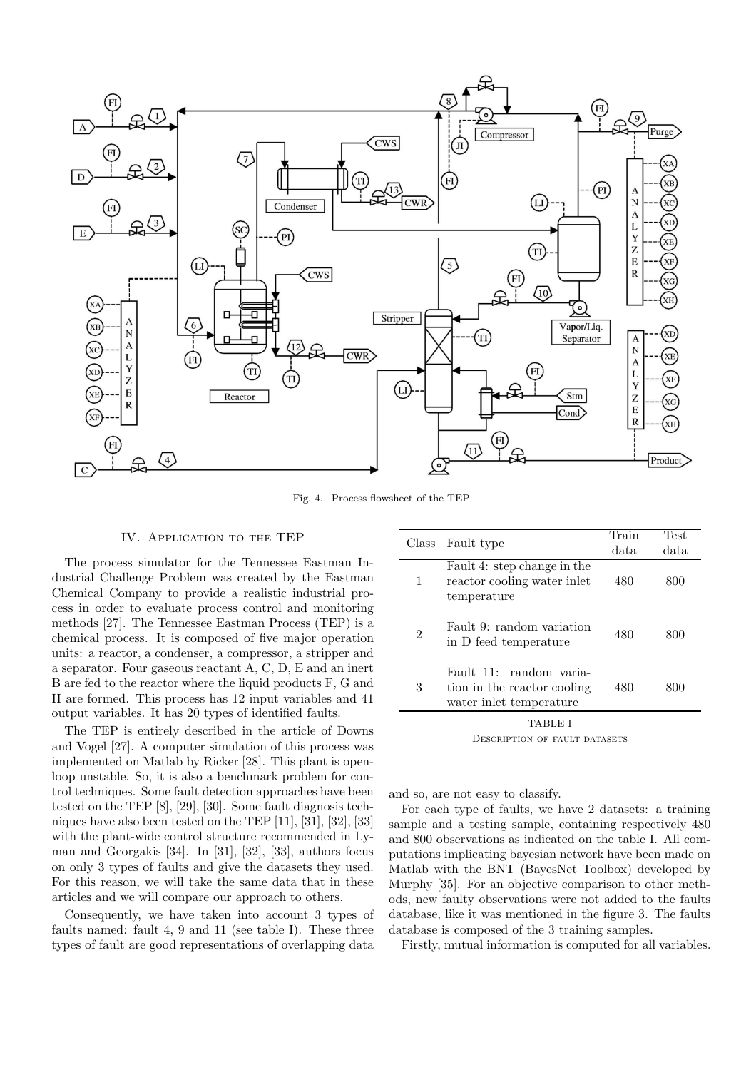Fig. 4. Process flowsheet of the TEP

## IV. Application to the TEP

The process simulator for the Tennessee Eastman Industrial Challenge Problem was created by the Eastman Chemical Company to provide a realistic industrial process in order to evaluate process control and monitoring methods [27]. The Tennessee Eastman Process (TEP) is a chemical process. It is composed of five major operation units: a reactor, a condenser, a compressor, a stripper and a separator. Four gaseous reactant A, C, D, E and an inert B are fed to the reactor where the liquid products F, G and H are formed. This process has 12 input variables and 41 output variables. It has 20 types of identified faults.

The TEP is entirely described in the article of Downs and Vogel [27]. A computer simulation of this process was implemented on Matlab by Ricker [28]. This plant is open-loop unstable. So, it is also a benchmark problem for control techniques. Some fault detection approaches have been tested on the TEP [8], [29], [30]. Some fault diagnosis techniques have also been tested on the TEP [11], [31], [32], [33] with the plant-wide control structure recommended in Lyman and Georgakis [34]. In [31], [32], [33], authors focus on only 3 types of faults and give the datasets they used. For this reason, we will take the same data that in these articles and we will compare our approach to others.

Consequently, we have taken into account 3 types of faults named: fault 4, 9 and 11 (see table I). These three types of fault are good representations of overlapping data and so, are not easy to classify.

| Class | Fault type | Train data | Test data |
|---|---|---|---|
| 1 | Fault 4: step change in the reactor cooling water inlet temperature | 480 | 800 |
| 2 | Fault 9: random variation in D feed temperature | 480 | 800 |
| 3 | Fault 11: random variation in the reactor cooling water inlet temperature | 480 | 800 |

TABLE I
Description of fault datasets

For each type of faults, we have 2 datasets: a training sample and a testing sample, containing respectively 480 and 800 observations as indicated on the table I. All computations implicating bayesian network have been made on Matlab with the BNT (BayesNet Toolbox) developed by Murphy [35]. For an objective comparison to other methods, new faulty observations were not added to the faults database, like it was mentioned in the figure 3. The faults database is composed of the 3 training samples.

Firstly, mutual information is computed for all variables.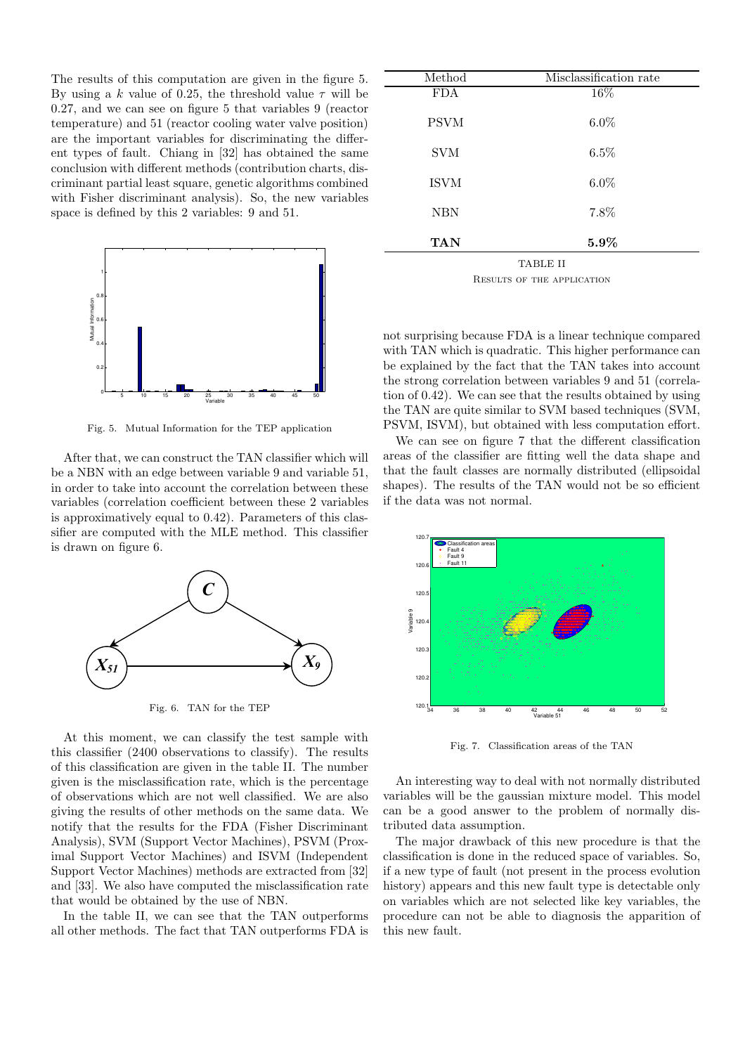The results of this computation are given in the figure 5. By using a $k$ value of 0.25, the threshold value $\tau$ will be 0.27, and we can see on figure 5 that variables 9 (reactor temperature) and 51 (reactor cooling water valve position) are the important variables for discriminating the different types of fault. Chiang in [32] has obtained the same conclusion with different methods (contribution charts, discriminant partial least square, genetic algorithms combined with Fisher discriminant analysis). So, the new variables space is defined by this 2 variables: 9 and 51.

Fig. 5. Mutual Information for the TEP application

After that, we can construct the TAN classifier which will be a NBN with an edge between variable 9 and variable 51, in order to take into account the correlation between these variables (correlation coefficient between these 2 variables is approximatively equal to 0.42). Parameters of this classifier are computed with the MLE method. This classifier is drawn on figure 6.

Fig. 6. TAN for the TEP

At this moment, we can classify the test sample with this classifier (2400 observations to classify). The results of this classification are given in the table II. The number given is the misclassification rate, which is the percentage of observations which are not well classified. We are also giving the results of other methods on the same data. We notify that the results for the FDA (Fisher Discriminant Analysis), SVM (Support Vector Machines), PSVM (Proximal Support Vector Machines) and ISVM (Independent Support Vector Machines) methods are extracted from [32] and [33]. We also have computed the misclassification rate that would be obtained by the use of NBN.

In the table II, we can see that the TAN outperforms all other methods. The fact that TAN outperforms FDA is not surprising because FDA is a linear technique compared with TAN which is quadratic. This higher performance can be explained by the fact that the TAN takes into account the strong correlation between variables 9 and 51 (correlation of 0.42). We can see that the results obtained by using the TAN are quite similar to SVM based techniques (SVM, PSVM, ISVM), but obtained with less computation effort.

| Method | Misclassification rate |
|---|---|
| FDA | 16% |
| PSVM | 6.0% |
| SVM | 6.5% |
| ISVM | 6.0% |
| NBN | 7.8% |
| **TAN** | **5.9%** |

TABLE II
RESULTS OF THE APPLICATION

We can see on figure 7 that the different classification areas of the classifier are fitting well the data shape and that the fault classes are normally distributed (ellipsoidal shapes). The results of the TAN would not be so efficient if the data was not normal.

Fig. 7. Classification areas of the TAN

An interesting way to deal with not normally distributed variables will be the gaussian mixture model. This model can be a good answer to the problem of normally distributed data assumption.

The major drawback of this new procedure is that the classification is done in the reduced space of variables. So, if a new type of fault (not present in the process evolution history) appears and this new fault type is detectable only on variables which are not selected like key variables, the procedure can not be able to diagnosis the apparition of this new fault.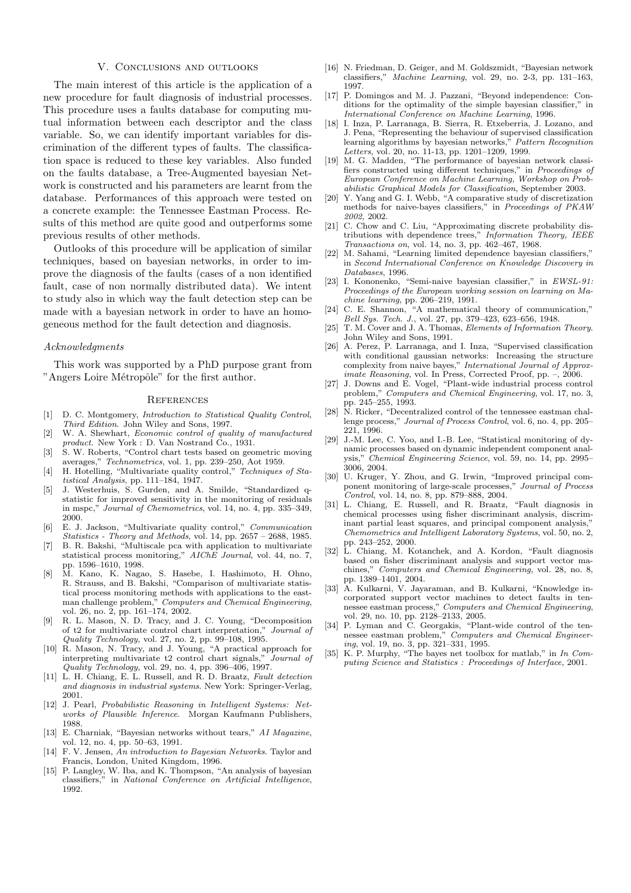## V. Conclusions and outlooks

The main interest of this article is the application of a new procedure for fault diagnosis of industrial processes. This procedure uses a faults database for computing mutual information between each descriptor and the class variable. So, we can identify important variables for discrimination of the different types of faults. The classification space is reduced to these key variables. Also funded on the faults database, a Tree-Augmented bayesian Network is constructed and his parameters are learnt from the database. Performances of this approach were tested on a concrete example: the Tennessee Eastman Process. Results of this method are quite good and outperforms some previous results of other methods.

Outlooks of this procedure will be application of similar techniques, based on bayesian networks, in order to improve the diagnosis of the faults (cases of a non identified fault, case of non normally distributed data). We intent to study also in which way the fault detection step can be made with a bayesian network in order to have an homogeneous method for the fault detection and diagnosis.

### *Acknowledgments*

This work was supported by a PhD purpose grant from "Angers Loire Métropôle" for the first author.

## References

[1] D. C. Montgomery, *Introduction to Statistical Quality Control, Third Edition*. John Wiley and Sons, 1997.

[2] W. A. Shewhart, *Economic control of quality of manufactured product*. New York : D. Van Nostrand Co., 1931.

[3] S. W. Roberts, "Control chart tests based on geometric moving averages," *Technometrics*, vol. 1, pp. 239–250, Aot 1959.

[4] H. Hotelling, "Multivariate quality control," *Techniques of Statistical Analysis*, pp. 111–184, 1947.

[5] J. Westerhuis, S. Gurden, and A. Smilde, "Standardized q-statistic for improved sensitivity in the monitoring of residuals in mspc," *Journal of Chemometrics*, vol. 14, no. 4, pp. 335–349, 2000.

[6] E. J. Jackson, "Multivariate quality control," *Communication Statistics - Theory and Methods*, vol. 14, pp. 2657 – 2688, 1985.

[7] B. R. Bakshi, "Multiscale pca with application to multivariate statistical process monitoring," *AIChE Journal*, vol. 44, no. 7, pp. 1596–1610, 1998.

[8] M. Kano, K. Nagao, S. Hasebe, I. Hashimoto, H. Ohno, R. Strauss, and B. Bakshi, "Comparison of multivariate statistical process monitoring methods with applications to the eastman challenge problem," *Computers and Chemical Engineering*, vol. 26, no. 2, pp. 161–174, 2002.

[9] R. L. Mason, N. D. Tracy, and J. C. Young, "Decomposition of t2 for multivariate control chart interpretation," *Journal of Quality Technology*, vol. 27, no. 2, pp. 99–108, 1995.

[10] R. Mason, N. Tracy, and J. Young, "A practical approach for interpreting multivariate t2 control chart signals," *Journal of Quality Technology*, vol. 29, no. 4, pp. 396–406, 1997.

[11] L. H. Chiang, E. L. Russell, and R. D. Braatz, *Fault detection and diagnosis in industrial systems*. New York: Springer-Verlag, 2001.

[12] J. Pearl, *Probabilistic Reasoning in Intelligent Systems: Networks of Plausible Inference*. Morgan Kaufmann Publishers, 1988.

[13] E. Charniak, "Bayesian networks without tears," *AI Magazine*, vol. 12, no. 4, pp. 50–63, 1991.

[14] F. V. Jensen, *An introduction to Bayesian Networks*. Taylor and Francis, London, United Kingdom, 1996.

[15] P. Langley, W. Iba, and K. Thompson, "An analysis of bayesian classifiers," in *National Conference on Artificial Intelligence*, 1992.

[16] N. Friedman, D. Geiger, and M. Goldszmidt, "Bayesian network classifiers," *Machine Learning*, vol. 29, no. 2-3, pp. 131–163, 1997.

[17] P. Domingos and M. J. Pazzani, "Beyond independence: Conditions for the optimality of the simple bayesian classifier," in *International Conference on Machine Learning*, 1996.

[18] I. Inza, P. Larranaga, B. Sierra, R. Etxeberria, J. Lozano, and J. Pena, "Representing the behaviour of supervised classification learning algorithms by bayesian networks," *Pattern Recognition Letters*, vol. 20, no. 11-13, pp. 1201–1209, 1999.

[19] M. G. Madden, "The performance of bayesian network classifiers constructed using different techniques," in *Proceedings of European Conference on Machine Learning, Workshop on Probabilistic Graphical Models for Classification*, September 2003.

[20] Y. Yang and G. I. Webb, "A comparative study of discretization methods for naive-bayes classifiers," in *Proceedings of PKAW 2002*, 2002.

[21] C. Chow and C. Liu, "Approximating discrete probability distributions with dependence trees," *Information Theory, IEEE Transactions on*, vol. 14, no. 3, pp. 462–467, 1968.

[22] M. Sahami, "Learning limited dependence bayesian classifiers," in *Second International Conference on Knowledge Discovery in Databases*, 1996.

[23] I. Kononenko, "Semi-naive bayesian classifier," in *EWSL-91: Proceedings of the European working session on learning on Machine learning*, pp. 206–219, 1991.

[24] C. E. Shannon, "A mathematical theory of communication," *Bell Sys. Tech. J.*, vol. 27, pp. 379–423, 623–656, 1948.

[25] T. M. Cover and J. A. Thomas, *Elements of Information Theory*. John Wiley and Sons, 1991.

[26] A. Perez, P. Larranaga, and I. Inza, "Supervised classification with conditional gaussian networks: Increasing the structure complexity from naive bayes," *International Journal of Approximate Reasoning*, vol. In Press, Corrected Proof, pp. –, 2006.

[27] J. Downs and E. Vogel, "Plant-wide industrial process control problem," *Computers and Chemical Engineering*, vol. 17, no. 3, pp. 245–255, 1993.

[28] N. Ricker, "Decentralized control of the tennessee eastman challenge process," *Journal of Process Control*, vol. 6, no. 4, pp. 205–221, 1996.

[29] J.-M. Lee, C. Yoo, and I.-B. Lee, "Statistical monitoring of dynamic processes based on dynamic independent component analysis," *Chemical Engineering Science*, vol. 59, no. 14, pp. 2995–3006, 2004.

[30] U. Kruger, Y. Zhou, and G. Irwin, "Improved principal component monitoring of large-scale processes," *Journal of Process Control*, vol. 14, no. 8, pp. 879–888, 2004.

[31] L. Chiang, E. Russell, and R. Braatz, "Fault diagnosis in chemical processes using fisher discriminant analysis, discriminant partial least squares, and principal component analysis," *Chemometrics and Intelligent Laboratory Systems*, vol. 50, no. 2, pp. 243–252, 2000.

[32] L. Chiang, M. Kotanchek, and A. Kordon, "Fault diagnosis based on fisher discriminant analysis and support vector machines," *Computers and Chemical Engineering*, vol. 28, no. 8, pp. 1389–1401, 2004.

[33] A. Kulkarni, V. Jayaraman, and B. Kulkarni, "Knowledge incorporated support vector machines to detect faults in tennessee eastman process," *Computers and Chemical Engineering*, vol. 29, no. 10, pp. 2128–2133, 2005.

[34] P. Lyman and C. Georgakis, "Plant-wide control of the tennessee eastman problem," *Computers and Chemical Engineering*, vol. 19, no. 3, pp. 321–331, 1995.

[35] K. P. Murphy, "The bayes net toolbox for matlab," in *In Computing Science and Statistics : Proceedings of Interface*, 2001.